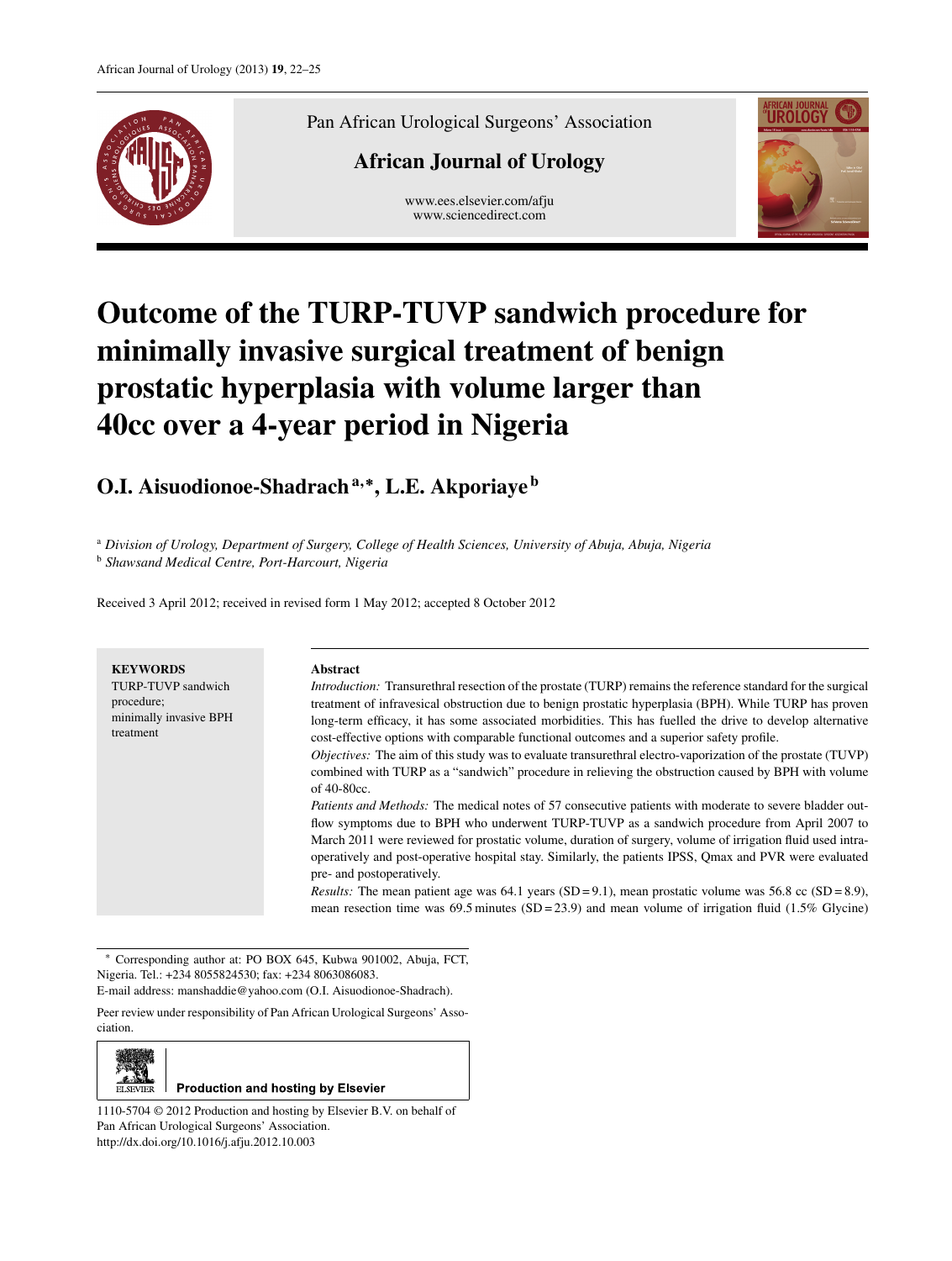Pan African Urological Surgeons' Association

African Journal of Urology

www.ees.elsevier.com/afju
www.sciencedirect.com

# Outcome of the TURP-TUVP sandwich procedure for minimally invasive surgical treatment of benign prostatic hyperplasia with volume larger than 40cc over a 4-year period in Nigeria

**O.I. Aisuodionoe-Shadrach**[a,*], **L.E. Akporiaye**[b]

[a] *Division of Urology, Department of Surgery, College of Health Sciences, University of Abuja, Abuja, Nigeria*
[b] *Shawsand Medical Centre, Port-Harcourt, Nigeria*

Received 3 April 2012; received in revised form 1 May 2012; accepted 8 October 2012

**KEYWORDS**
TURP-TUVP sandwich procedure;
minimally invasive BPH treatment

**Abstract**

*Introduction:* Transurethral resection of the prostate (TURP) remains the reference standard for the surgical treatment of infravesical obstruction due to benign prostatic hyperplasia (BPH). While TURP has proven long-term efficacy, it has some associated morbidities. This has fuelled the drive to develop alternative cost-effective options with comparable functional outcomes and a superior safety profile.

*Objectives:* The aim of this study was to evaluate transurethral electro-vaporization of the prostate (TUVP) combined with TURP as a "sandwich" procedure in relieving the obstruction caused by BPH with volume of 40-80cc.

*Patients and Methods:* The medical notes of 57 consecutive patients with moderate to severe bladder outflow symptoms due to BPH who underwent TURP-TUVP as a sandwich procedure from April 2007 to March 2011 were reviewed for prostatic volume, duration of surgery, volume of irrigation fluid used intra-operatively and post-operative hospital stay. Similarly, the patients IPSS, Qmax and PVR were evaluated pre- and postoperatively.

*Results:* The mean patient age was 64.1 years (SD = 9.1), mean prostatic volume was 56.8 cc (SD = 8.9), mean resection time was 69.5 minutes (SD = 23.9) and mean volume of irrigation fluid (1.5% Glycine)

\* Corresponding author at: PO BOX 645, Kubwa 901002, Abuja, FCT, Nigeria. Tel.: +234 8055824530; fax: +234 8063086083.
E-mail address: manshaddie@yahoo.com (O.I. Aisuodionoe-Shadrach).

Peer review under responsibility of Pan African Urological Surgeons' Association.

Production and hosting by Elsevier

1110-5704 © 2012 Production and hosting by Elsevier B.V. on behalf of Pan African Urological Surgeons' Association.
http://dx.doi.org/10.1016/j.afju.2012.10.003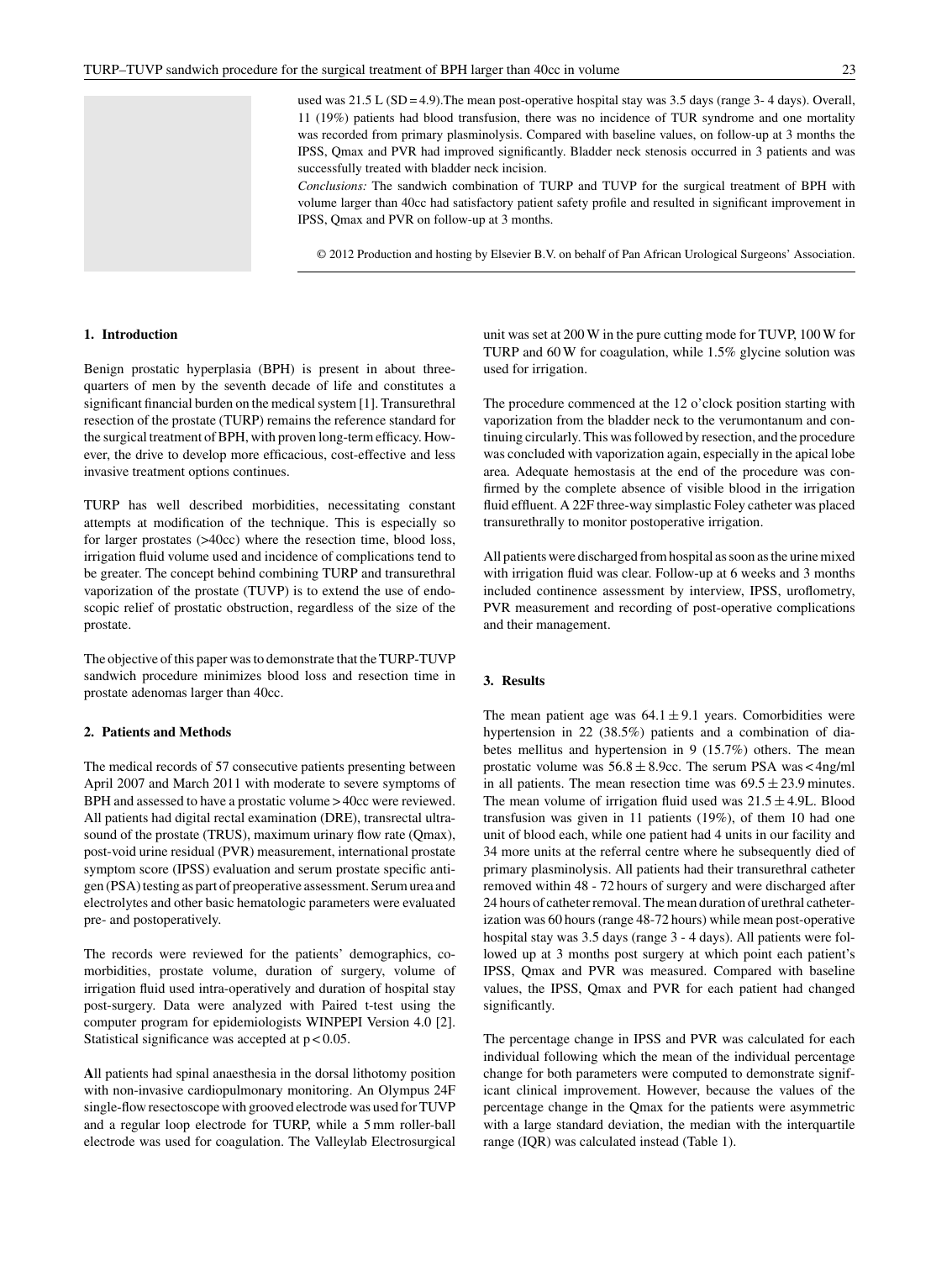used was 21.5 L (SD = 4.9).The mean post-operative hospital stay was 3.5 days (range 3- 4 days). Overall, 11 (19%) patients had blood transfusion, there was no incidence of TUR syndrome and one mortality was recorded from primary plasminolysis. Compared with baseline values, on follow-up at 3 months the IPSS, Qmax and PVR had improved significantly. Bladder neck stenosis occurred in 3 patients and was successfully treated with bladder neck incision.

*Conclusions:* The sandwich combination of TURP and TUVP for the surgical treatment of BPH with volume larger than 40cc had satisfactory patient safety profile and resulted in significant improvement in IPSS, Qmax and PVR on follow-up at 3 months.

© 2012 Production and hosting by Elsevier B.V. on behalf of Pan African Urological Surgeons' Association.

## 1. Introduction

Benign prostatic hyperplasia (BPH) is present in about three-quarters of men by the seventh decade of life and constitutes a significant financial burden on the medical system [1]. Transurethral resection of the prostate (TURP) remains the reference standard for the surgical treatment of BPH, with proven long-term efficacy. However, the drive to develop more efficacious, cost-effective and less invasive treatment options continues.

TURP has well described morbidities, necessitating constant attempts at modification of the technique. This is especially so for larger prostates (>40cc) where the resection time, blood loss, irrigation fluid volume used and incidence of complications tend to be greater. The concept behind combining TURP and transurethral vaporization of the prostate (TUVP) is to extend the use of endoscopic relief of prostatic obstruction, regardless of the size of the prostate.

The objective of this paper was to demonstrate that the TURP-TUVP sandwich procedure minimizes blood loss and resection time in prostate adenomas larger than 40cc.

## 2. Patients and Methods

The medical records of 57 consecutive patients presenting between April 2007 and March 2011 with moderate to severe symptoms of BPH and assessed to have a prostatic volume > 40cc were reviewed. All patients had digital rectal examination (DRE), transrectal ultrasound of the prostate (TRUS), maximum urinary flow rate (Qmax), post-void urine residual (PVR) measurement, international prostate symptom score (IPSS) evaluation and serum prostate specific antigen (PSA) testing as part of preoperative assessment. Serum urea and electrolytes and other basic hematologic parameters were evaluated pre- and postoperatively.

The records were reviewed for the patients' demographics, co-morbidities, prostate volume, duration of surgery, volume of irrigation fluid used intra-operatively and duration of hospital stay post-surgery. Data were analyzed with Paired t-test using the computer program for epidemiologists WINPEPI Version 4.0 [2]. Statistical significance was accepted at $p < 0.05$.

**A**ll patients had spinal anaesthesia in the dorsal lithotomy position with non-invasive cardiopulmonary monitoring. An Olympus 24F single-flow resectoscope with grooved electrode was used for TUVP and a regular loop electrode for TURP, while a 5 mm roller-ball electrode was used for coagulation. The Valleylab Electrosurgical unit was set at 200 W in the pure cutting mode for TUVP, 100 W for TURP and 60 W for coagulation, while 1.5% glycine solution was used for irrigation.

The procedure commenced at the 12 o'clock position starting with vaporization from the bladder neck to the verumontanum and continuing circularly. This was followed by resection, and the procedure was concluded with vaporization again, especially in the apical lobe area. Adequate hemostasis at the end of the procedure was confirmed by the complete absence of visible blood in the irrigation fluid effluent. A 22F three-way simplastic Foley catheter was placed transurethrally to monitor postoperative irrigation.

All patients were discharged from hospital as soon as the urine mixed with irrigation fluid was clear. Follow-up at 6 weeks and 3 months included continence assessment by interview, IPSS, uroflometry, PVR measurement and recording of post-operative complications and their management.

## 3. Results

The mean patient age was $64.1 \pm 9.1$ years. Comorbidities were hypertension in 22 (38.5%) patients and a combination of diabetes mellitus and hypertension in 9 (15.7%) others. The mean prostatic volume was $56.8 \pm 8.9$cc. The serum PSA was < 4ng/ml in all patients. The mean resection time was $69.5 \pm 23.9$ minutes. The mean volume of irrigation fluid used was $21.5 \pm 4.9$L. Blood transfusion was given in 11 patients (19%), of them 10 had one unit of blood each, while one patient had 4 units in our facility and 34 more units at the referral centre where he subsequently died of primary plasminolysis. All patients had their transurethral catheter removed within 48 - 72 hours of surgery and were discharged after 24 hours of catheter removal. The mean duration of urethral catheterization was 60 hours (range 48-72 hours) while mean post-operative hospital stay was 3.5 days (range 3 - 4 days). All patients were followed up at 3 months post surgery at which point each patient's IPSS, Qmax and PVR was measured. Compared with baseline values, the IPSS, Qmax and PVR for each patient had changed significantly.

The percentage change in IPSS and PVR was calculated for each individual following which the mean of the individual percentage change for both parameters were computed to demonstrate significant clinical improvement. However, because the values of the percentage change in the Qmax for the patients were asymmetric with a large standard deviation, the median with the interquartile range (IQR) was calculated instead (Table 1).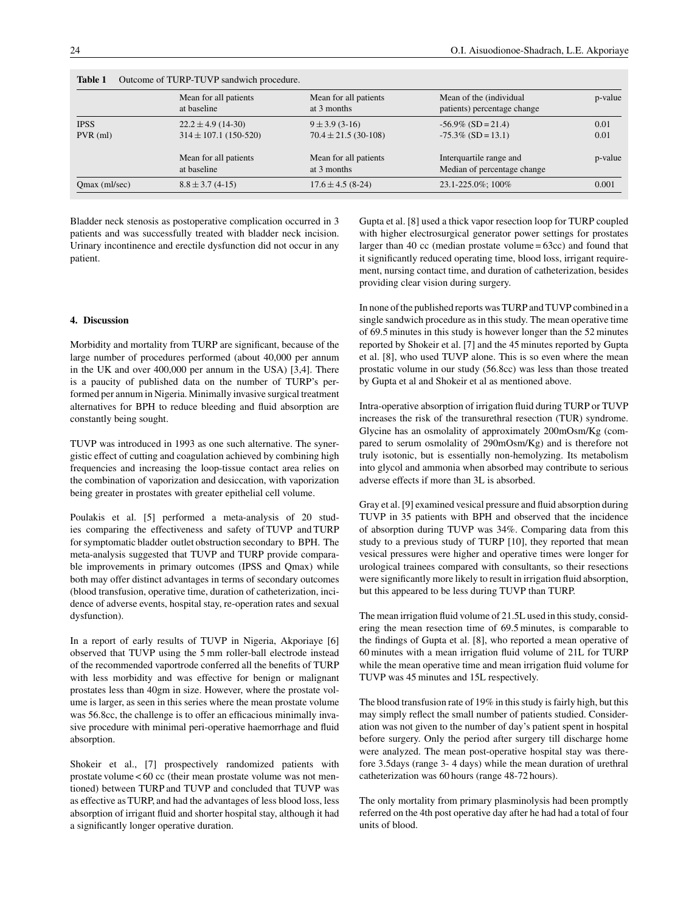**Table 1** Outcome of TURP-TUVP sandwich procedure.

| | Mean for all patients at baseline | Mean for all patients at 3 months | Mean of the (individual patients) percentage change | p-value |
|---|---|---|---|---|
| IPSS | 22.2 ± 4.9 (14-30) | 9 ± 3.9 (3-16) | -56.9% (SD = 21.4) | 0.01 |
| PVR (ml) | 314 ± 107.1 (150-520) | 70.4 ± 21.5 (30-108) | -75.3% (SD = 13.1) | 0.01 |
| | Mean for all patients at baseline | Mean for all patients at 3 months | Interquartile range and Median of percentage change | p-value |
| Qmax (ml/sec) | 8.8 ± 3.7 (4-15) | 17.6 ± 4.5 (8-24) | 23.1-225.0%; 100% | 0.001 |

Bladder neck stenosis as postoperative complication occurred in 3 patients and was successfully treated with bladder neck incision. Urinary incontinence and erectile dysfunction did not occur in any patient.

## 4. Discussion

Morbidity and mortality from TURP are significant, because of the large number of procedures performed (about 40,000 per annum in the UK and over 400,000 per annum in the USA) [3,4]. There is a paucity of published data on the number of TURP's performed per annum in Nigeria. Minimally invasive surgical treatment alternatives for BPH to reduce bleeding and fluid absorption are constantly being sought.

TUVP was introduced in 1993 as one such alternative. The synergistic effect of cutting and coagulation achieved by combining high frequencies and increasing the loop-tissue contact area relies on the combination of vaporization and desiccation, with vaporization being greater in prostates with greater epithelial cell volume.

Poulakis et al. [5] performed a meta-analysis of 20 studies comparing the effectiveness and safety of TUVP and TURP for symptomatic bladder outlet obstruction secondary to BPH. The meta-analysis suggested that TUVP and TURP provide comparable improvements in primary outcomes (IPSS and Qmax) while both may offer distinct advantages in terms of secondary outcomes (blood transfusion, operative time, duration of catheterization, incidence of adverse events, hospital stay, re-operation rates and sexual dysfunction).

In a report of early results of TUVP in Nigeria, Akporiaye [6] observed that TUVP using the 5 mm roller-ball electrode instead of the recommended vaportrode conferred all the benefits of TURP with less morbidity and was effective for benign or malignant prostates less than 40gm in size. However, where the prostate volume is larger, as seen in this series where the mean prostate volume was 56.8cc, the challenge is to offer an efficacious minimally invasive procedure with minimal peri-operative haemorrhage and fluid absorption.

Shokeir et al., [7] prospectively randomized patients with prostate volume < 60 cc (their mean prostate volume was not mentioned) between TURP and TUVP and concluded that TUVP was as effective as TURP, and had the advantages of less blood loss, less absorption of irrigant fluid and shorter hospital stay, although it had a significantly longer operative duration.

Gupta et al. [8] used a thick vapor resection loop for TURP coupled with higher electrosurgical generator power settings for prostates larger than 40 cc (median prostate volume = 63cc) and found that it significantly reduced operating time, blood loss, irrigant requirement, nursing contact time, and duration of catheterization, besides providing clear vision during surgery.

In none of the published reports was TURP and TUVP combined in a single sandwich procedure as in this study. The mean operative time of 69.5 minutes in this study is however longer than the 52 minutes reported by Shokeir et al. [7] and the 45 minutes reported by Gupta et al. [8], who used TUVP alone. This is so even where the mean prostatic volume in our study (56.8cc) was less than those treated by Gupta et al and Shokeir et al as mentioned above.

Intra-operative absorption of irrigation fluid during TURP or TUVP increases the risk of the transurethral resection (TUR) syndrome. Glycine has an osmolality of approximately 200mOsm/Kg (compared to serum osmolality of 290mOsm/Kg) and is therefore not truly isotonic, but is essentially non-hemolyzing. Its metabolism into glycol and ammonia when absorbed may contribute to serious adverse effects if more than 3L is absorbed.

Gray et al. [9] examined vesical pressure and fluid absorption during TUVP in 35 patients with BPH and observed that the incidence of absorption during TUVP was 34%. Comparing data from this study to a previous study of TURP [10], they reported that mean vesical pressures were higher and operative times were longer for urological trainees compared with consultants, so their resections were significantly more likely to result in irrigation fluid absorption, but this appeared to be less during TUVP than TURP.

The mean irrigation fluid volume of 21.5L used in this study, considering the mean resection time of 69.5 minutes, is comparable to the findings of Gupta et al. [8], who reported a mean operative of 60 minutes with a mean irrigation fluid volume of 21L for TURP while the mean operative time and mean irrigation fluid volume for TUVP was 45 minutes and 15L respectively.

The blood transfusion rate of 19% in this study is fairly high, but this may simply reflect the small number of patients studied. Consideration was not given to the number of day's patient spent in hospital before surgery. Only the period after surgery till discharge home were analyzed. The mean post-operative hospital stay was therefore 3.5days (range 3- 4 days) while the mean duration of urethral catheterization was 60 hours (range 48-72 hours).

The only mortality from primary plasminolysis had been promptly referred on the 4th post operative day after he had had a total of four units of blood.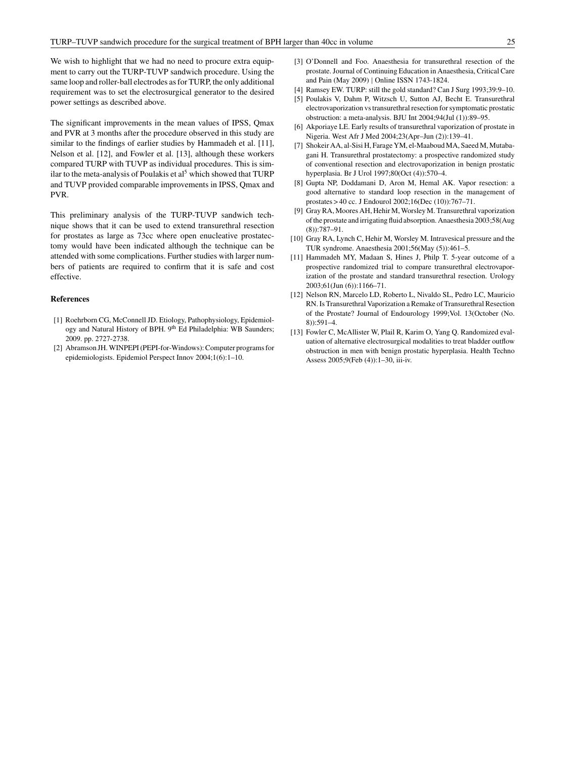We wish to highlight that we had no need to procure extra equipment to carry out the TURP-TUVP sandwich procedure. Using the same loop and roller-ball electrodes as for TURP, the only additional requirement was to set the electrosurgical generator to the desired power settings as described above.

The significant improvements in the mean values of IPSS, Qmax and PVR at 3 months after the procedure observed in this study are similar to the findings of earlier studies by Hammadeh et al. [11], Nelson et al. [12], and Fowler et al. [13], although these workers compared TURP with TUVP as individual procedures. This is similar to the meta-analysis of Poulakis et al[5] which showed that TURP and TUVP provided comparable improvements in IPSS, Qmax and PVR.

This preliminary analysis of the TURP-TUVP sandwich technique shows that it can be used to extend transurethral resection for prostates as large as 73cc where open enucleative prostatectomy would have been indicated although the technique can be attended with some complications. Further studies with larger numbers of patients are required to confirm that it is safe and cost effective.

## References

[1] Roehrborn CG, McConnell JD. Etiology, Pathophysiology, Epidemiology and Natural History of BPH. 9th Ed Philadelphia: WB Saunders; 2009. pp. 2727-2738.

[2] Abramson JH. WINPEPI (PEPI-for-Windows): Computer programs for epidemiologists. Epidemiol Perspect Innov 2004;1(6):1–10.

[3] O'Donnell and Foo. Anaesthesia for transurethral resection of the prostate. Journal of Continuing Education in Anaesthesia, Critical Care and Pain (May 2009) | Online ISSN 1743-1824.

[4] Ramsey EW. TURP: still the gold standard? Can J Surg 1993;39:9–10.

[5] Poulakis V, Dahm P, Witzsch U, Sutton AJ, Becht E. Transurethral electrovaporization vs transurethral resection for symptomatic prostatic obstruction: a meta-analysis. BJU Int 2004;94(Jul (1)):89–95.

[6] Akporiaye LE. Early results of transurethral vaporization of prostate in Nigeria. West Afr J Med 2004;23(Apr–Jun (2)):139–41.

[7] Shokeir AA, al-Sisi H, Farage YM, el-Maaboud MA, Saeed M, Mutabagani H. Transurethral prostatectomy: a prospective randomized study of conventional resection and electrovaporization in benign prostatic hyperplasia. Br J Urol 1997;80(Oct (4)):570–4.

[8] Gupta NP, Doddamani D, Aron M, Hemal AK. Vapor resection: a good alternative to standard loop resection in the management of prostates > 40 cc. J Endourol 2002;16(Dec (10)):767–71.

[9] Gray RA, Moores AH, Hehir M, Worsley M. Transurethral vaporization of the prostate and irrigating fluid absorption. Anaesthesia 2003;58(Aug (8)):787–91.

[10] Gray RA, Lynch C, Hehir M, Worsley M. Intravesical pressure and the TUR syndrome. Anaesthesia 2001;56(May (5)):461–5.

[11] Hammadeh MY, Madaan S, Hines J, Philp T. 5-year outcome of a prospective randomized trial to compare transurethral electrovaporization of the prostate and standard transurethral resection. Urology 2003;61(Jun (6)):1166–71.

[12] Nelson RN, Marcelo LD, Roberto L, Nivaldo SL, Pedro LC, Mauricio RN. Is Transurethral Vaporization a Remake of Transurethral Resection of the Prostate? Journal of Endourology 1999;Vol. 13(October (No. 8)):591–4.

[13] Fowler C, McAllister W, Plail R, Karim O, Yang Q. Randomized evaluation of alternative electrosurgical modalities to treat bladder outflow obstruction in men with benign prostatic hyperplasia. Health Techno Assess 2005;9(Feb (4)):1–30, iii-iv.